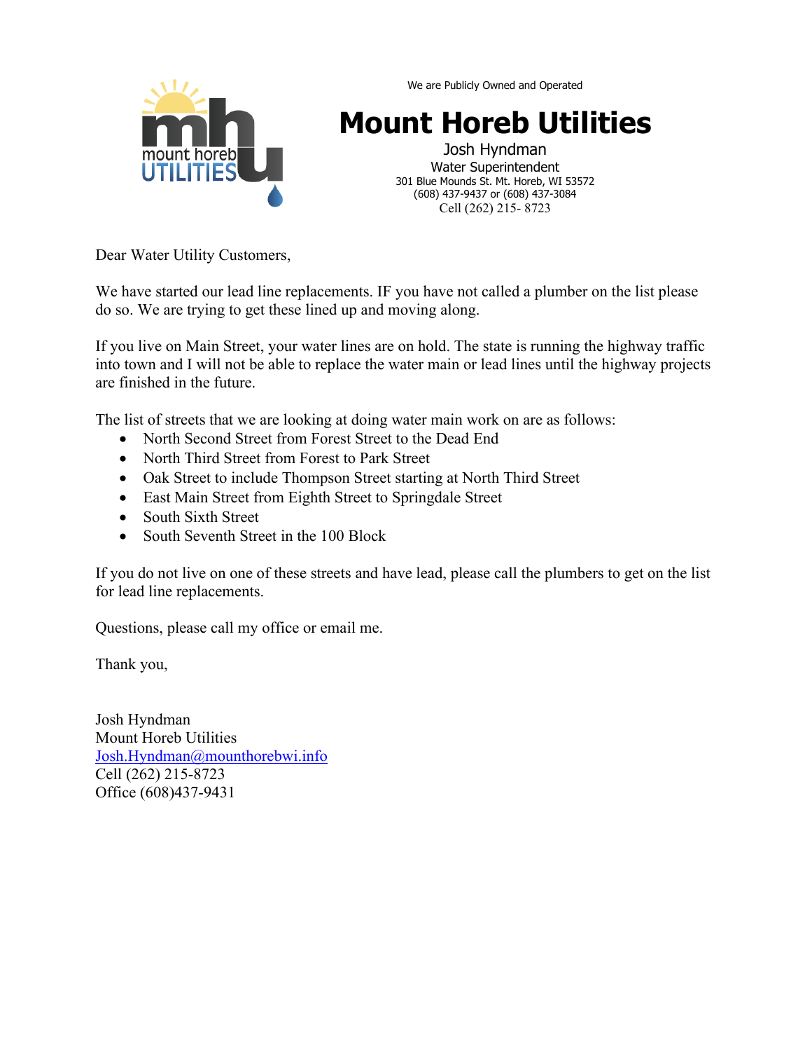We are Publicly Owned and Operated

# Mount Horeb Utilities

Josh Hyndman
Water Superintendent
301 Blue Mounds St. Mt. Horeb, WI 53572
(608) 437-9437 or (608) 437-3084
Cell (262) 215- 8723

Dear Water Utility Customers,

We have started our lead line replacements. IF you have not called a plumber on the list please do so. We are trying to get these lined up and moving along.

If you live on Main Street, your water lines are on hold. The state is running the highway traffic into town and I will not be able to replace the water main or lead lines until the highway projects are finished in the future.

The list of streets that we are looking at doing water main work on are as follows:

- North Second Street from Forest Street to the Dead End
- North Third Street from Forest to Park Street
- Oak Street to include Thompson Street starting at North Third Street
- East Main Street from Eighth Street to Springdale Street
- South Sixth Street
- South Seventh Street in the 100 Block

If you do not live on one of these streets and have lead, please call the plumbers to get on the list for lead line replacements.

Questions, please call my office or email me.

Thank you,

Josh Hyndman
Mount Horeb Utilities
Josh.Hyndman@mounthorebwi.info
Cell (262) 215-8723
Office (608)437-9431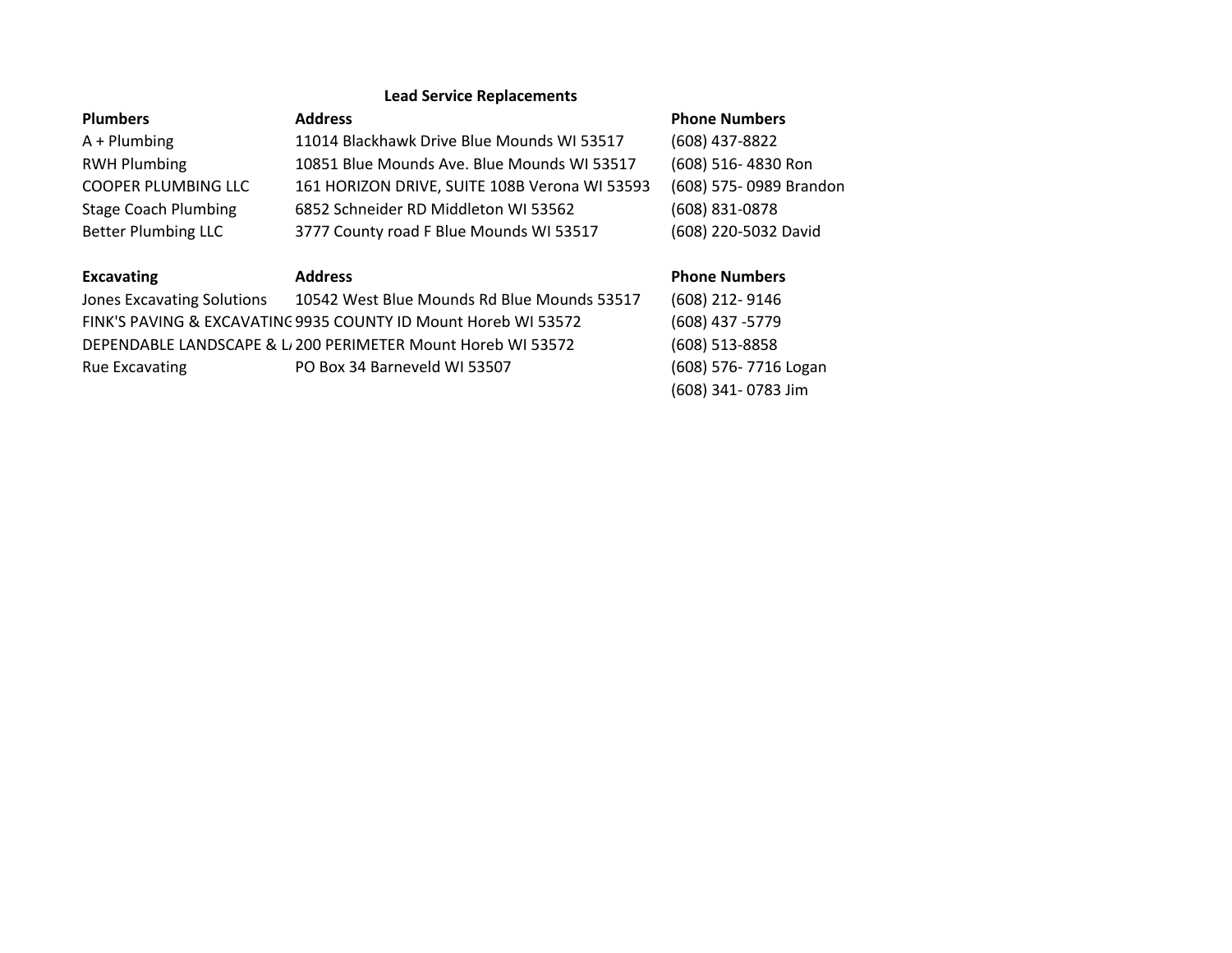**Lead Service Replacements**

| Plumbers | Address | Phone Numbers |
|---|---|---|
| A + Plumbing | 11014 Blackhawk Drive Blue Mounds WI 53517 | (608) 437-8822 |
| RWH Plumbing | 10851 Blue Mounds Ave. Blue Mounds WI 53517 | (608) 516- 4830 Ron |
| COOPER PLUMBING LLC | 161 HORIZON DRIVE, SUITE 108B Verona WI 53593 | (608) 575- 0989 Brandon |
| Stage Coach Plumbing | 6852 Schneider RD Middleton WI 53562 | (608) 831-0878 |
| Better Plumbing LLC | 3777 County road F Blue Mounds WI 53517 | (608) 220-5032 David |

| Excavating | Address | Phone Numbers |
|---|---|---|
| Jones Excavating Solutions | 10542 West Blue Mounds Rd Blue Mounds 53517 | (608) 212- 9146 |
| FINK'S PAVING & EXCAVATING | 9935 COUNTY ID Mount Horeb WI 53572 | (608) 437 -5779 |
| DEPENDABLE LANDSCAPE & L | 200 PERIMETER Mount Horeb WI 53572 | (608) 513-8858 |
| Rue Excavating | PO Box 34 Barneveld WI 53507 | (608) 576- 7716 Logan |
| | | (608) 341- 0783 Jim |